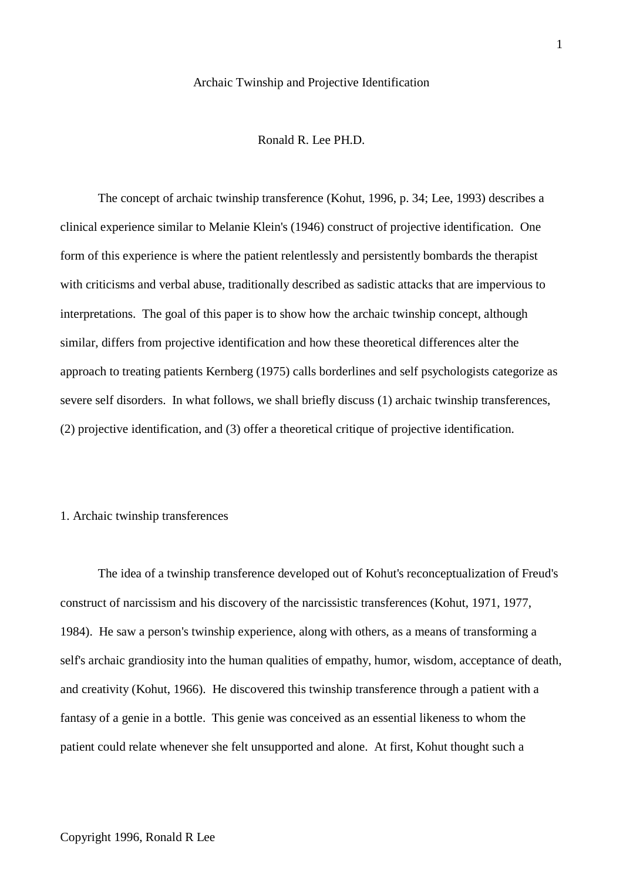# Archaic Twinship and Projective Identification

Ronald R. Lee PH.D.

The concept of archaic twinship transference (Kohut, 1996, p. 34; Lee, 1993) describes a clinical experience similar to Melanie Klein's (1946) construct of projective identification. One form of this experience is where the patient relentlessly and persistently bombards the therapist with criticisms and verbal abuse, traditionally described as sadistic attacks that are impervious to interpretations. The goal of this paper is to show how the archaic twinship concept, although similar, differs from projective identification and how these theoretical differences alter the approach to treating patients Kernberg (1975) calls borderlines and self psychologists categorize as severe self disorders. In what follows, we shall briefly discuss (1) archaic twinship transferences, (2) projective identification, and (3) offer a theoretical critique of projective identification.

## 1. Archaic twinship transferences

The idea of a twinship transference developed out of Kohut's reconceptualization of Freud's construct of narcissism and his discovery of the narcissistic transferences (Kohut, 1971, 1977, 1984). He saw a person's twinship experience, along with others, as a means of transforming a self's archaic grandiosity into the human qualities of empathy, humor, wisdom, acceptance of death, and creativity (Kohut, 1966). He discovered this twinship transference through a patient with a fantasy of a genie in a bottle. This genie was conceived as an essential likeness to whom the patient could relate whenever she felt unsupported and alone. At first, Kohut thought such a

Copyright 1996, Ronald R Lee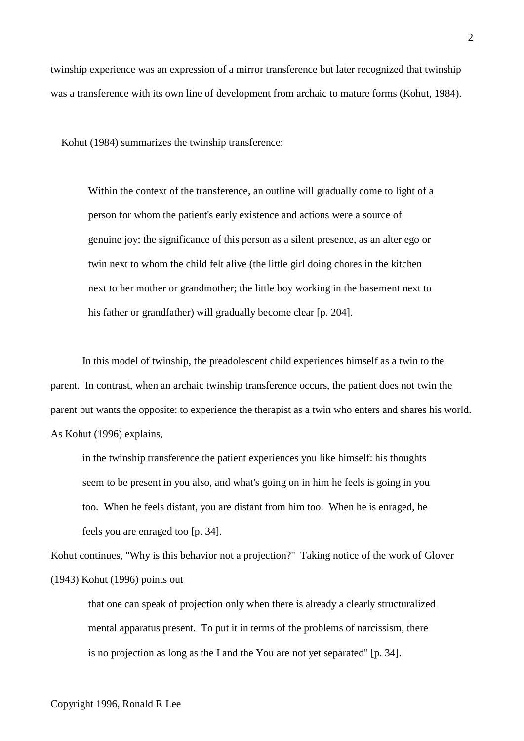twinship experience was an expression of a mirror transference but later recognized that twinship was a transference with its own line of development from archaic to mature forms (Kohut, 1984).

Kohut (1984) summarizes the twinship transference:

> Within the context of the transference, an outline will gradually come to light of a person for whom the patient's early existence and actions were a source of genuine joy; the significance of this person as a silent presence, as an alter ego or twin next to whom the child felt alive (the little girl doing chores in the kitchen next to her mother or grandmother; the little boy working in the basement next to his father or grandfather) will gradually become clear [p. 204].

In this model of twinship, the preadolescent child experiences himself as a twin to the parent. In contrast, when an archaic twinship transference occurs, the patient does not twin the parent but wants the opposite: to experience the therapist as a twin who enters and shares his world. As Kohut (1996) explains,

> in the twinship transference the patient experiences you like himself: his thoughts seem to be present in you also, and what's going on in him he feels is going in you too. When he feels distant, you are distant from him too. When he is enraged, he feels you are enraged too [p. 34].

Kohut continues, "Why is this behavior not a projection?" Taking notice of the work of Glover (1943) Kohut (1996) points out

> that one can speak of projection only when there is already a clearly structuralized mental apparatus present. To put it in terms of the problems of narcissism, there is no projection as long as the I and the You are not yet separated" [p. 34].

Copyright 1996, Ronald R Lee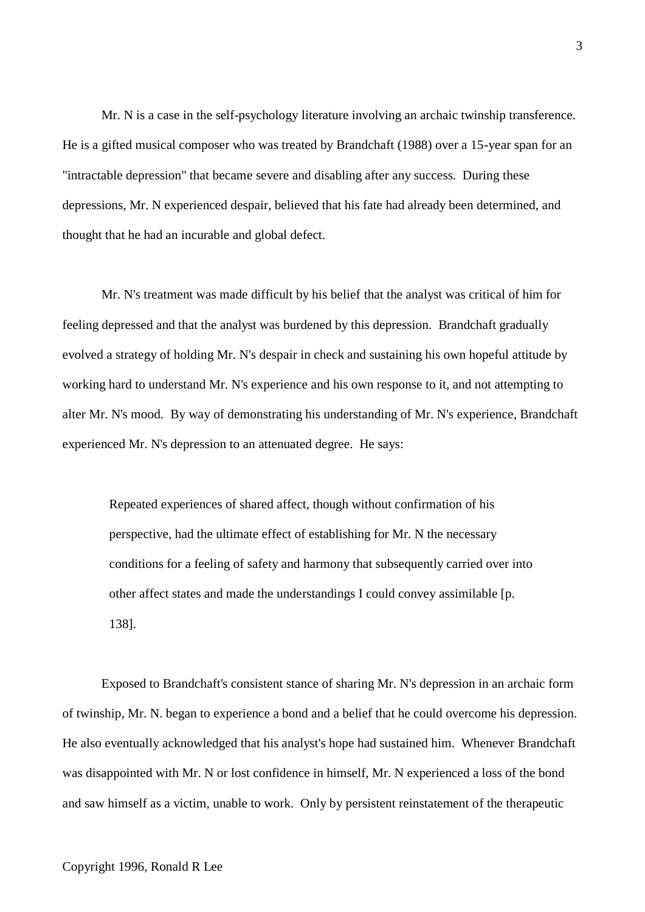Mr. N is a case in the self-psychology literature involving an archaic twinship transference. He is a gifted musical composer who was treated by Brandchaft (1988) over a 15-year span for an "intractable depression" that became severe and disabling after any success. During these depressions, Mr. N experienced despair, believed that his fate had already been determined, and thought that he had an incurable and global defect.

Mr. N's treatment was made difficult by his belief that the analyst was critical of him for feeling depressed and that the analyst was burdened by this depression. Brandchaft gradually evolved a strategy of holding Mr. N's despair in check and sustaining his own hopeful attitude by working hard to understand Mr. N's experience and his own response to it, and not attempting to alter Mr. N's mood. By way of demonstrating his understanding of Mr. N's experience, Brandchaft experienced Mr. N's depression to an attenuated degree. He says:

> Repeated experiences of shared affect, though without confirmation of his perspective, had the ultimate effect of establishing for Mr. N the necessary conditions for a feeling of safety and harmony that subsequently carried over into other affect states and made the understandings I could convey assimilable [p. 138].

Exposed to Brandchaft's consistent stance of sharing Mr. N's depression in an archaic form of twinship, Mr. N. began to experience a bond and a belief that he could overcome his depression. He also eventually acknowledged that his analyst's hope had sustained him. Whenever Brandchaft was disappointed with Mr. N or lost confidence in himself, Mr. N experienced a loss of the bond and saw himself as a victim, unable to work. Only by persistent reinstatement of the therapeutic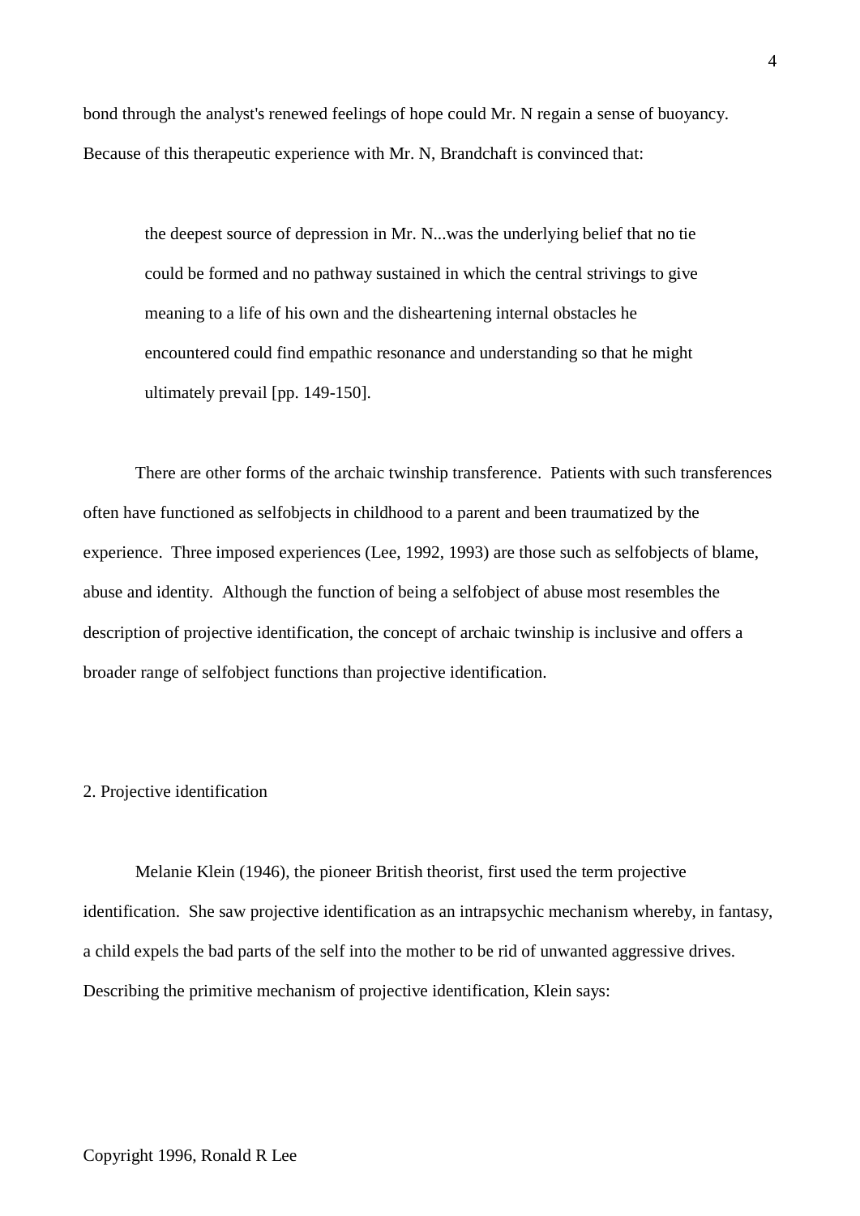bond through the analyst's renewed feelings of hope could Mr. N regain a sense of buoyancy. Because of this therapeutic experience with Mr. N, Brandchaft is convinced that:

> the deepest source of depression in Mr. N...was the underlying belief that no tie could be formed and no pathway sustained in which the central strivings to give meaning to a life of his own and the disheartening internal obstacles he encountered could find empathic resonance and understanding so that he might ultimately prevail [pp. 149-150].

There are other forms of the archaic twinship transference. Patients with such transferences often have functioned as selfobjects in childhood to a parent and been traumatized by the experience. Three imposed experiences (Lee, 1992, 1993) are those such as selfobjects of blame, abuse and identity. Although the function of being a selfobject of abuse most resembles the description of projective identification, the concept of archaic twinship is inclusive and offers a broader range of selfobject functions than projective identification.

## 2. Projective identification

Melanie Klein (1946), the pioneer British theorist, first used the term projective identification. She saw projective identification as an intrapsychic mechanism whereby, in fantasy, a child expels the bad parts of the self into the mother to be rid of unwanted aggressive drives. Describing the primitive mechanism of projective identification, Klein says: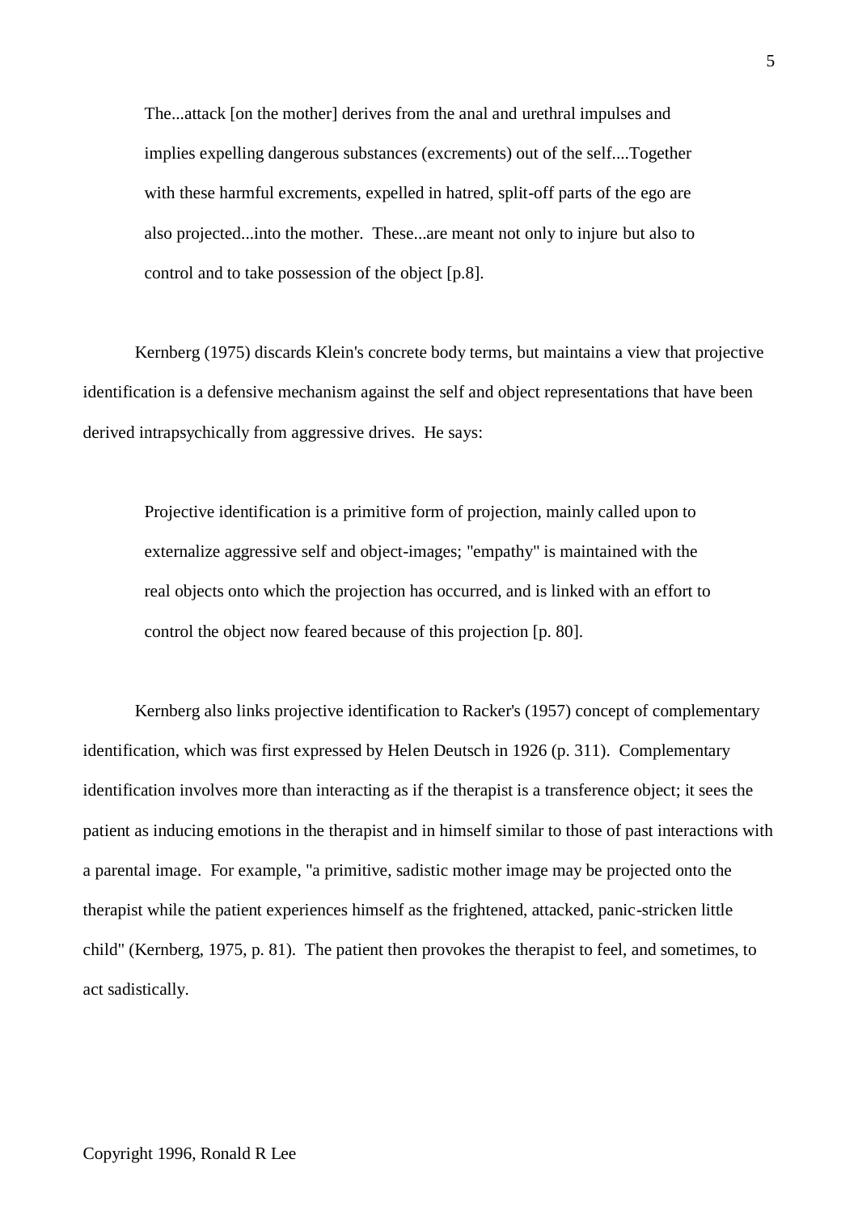> The...attack [on the mother] derives from the anal and urethral impulses and implies expelling dangerous substances (excrements) out of the self....Together with these harmful excrements, expelled in hatred, split-off parts of the ego are also projected...into the mother. These...are meant not only to injure but also to control and to take possession of the object [p.8].

Kernberg (1975) discards Klein's concrete body terms, but maintains a view that projective identification is a defensive mechanism against the self and object representations that have been derived intrapsychically from aggressive drives. He says:

> Projective identification is a primitive form of projection, mainly called upon to externalize aggressive self and object-images; "empathy" is maintained with the real objects onto which the projection has occurred, and is linked with an effort to control the object now feared because of this projection [p. 80].

Kernberg also links projective identification to Racker's (1957) concept of complementary identification, which was first expressed by Helen Deutsch in 1926 (p. 311). Complementary identification involves more than interacting as if the therapist is a transference object; it sees the patient as inducing emotions in the therapist and in himself similar to those of past interactions with a parental image. For example, "a primitive, sadistic mother image may be projected onto the therapist while the patient experiences himself as the frightened, attacked, panic-stricken little child" (Kernberg, 1975, p. 81). The patient then provokes the therapist to feel, and sometimes, to act sadistically.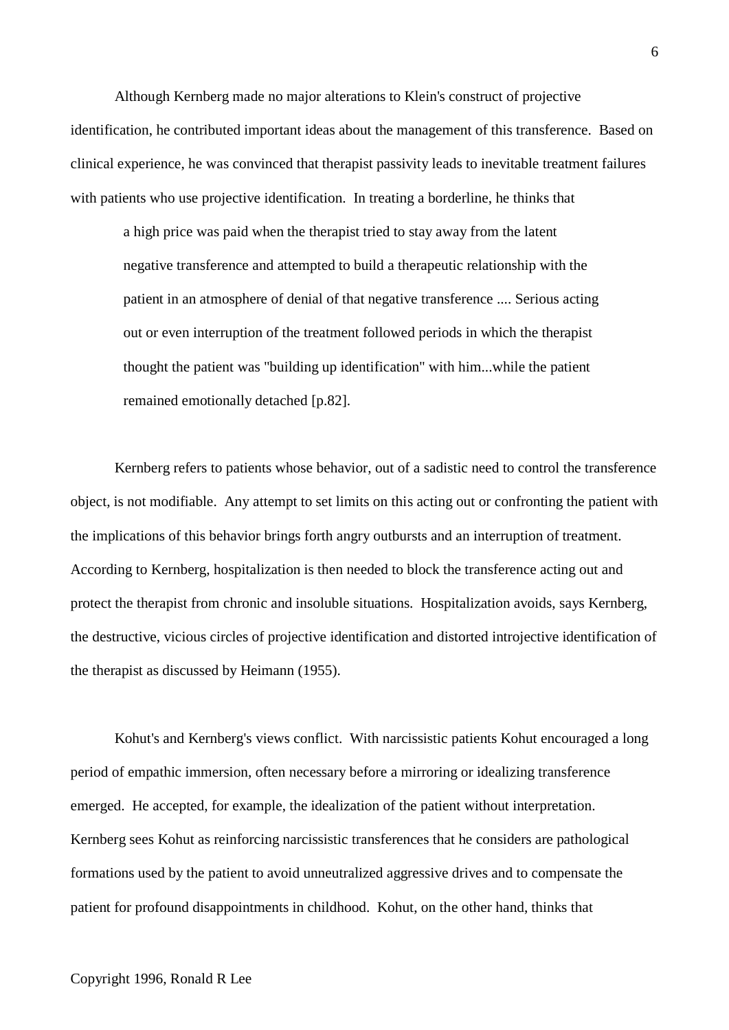Although Kernberg made no major alterations to Klein's construct of projective identification, he contributed important ideas about the management of this transference. Based on clinical experience, he was convinced that therapist passivity leads to inevitable treatment failures with patients who use projective identification. In treating a borderline, he thinks that

> a high price was paid when the therapist tried to stay away from the latent negative transference and attempted to build a therapeutic relationship with the patient in an atmosphere of denial of that negative transference .... Serious acting out or even interruption of the treatment followed periods in which the therapist thought the patient was "building up identification" with him...while the patient remained emotionally detached [p.82].

Kernberg refers to patients whose behavior, out of a sadistic need to control the transference object, is not modifiable. Any attempt to set limits on this acting out or confronting the patient with the implications of this behavior brings forth angry outbursts and an interruption of treatment. According to Kernberg, hospitalization is then needed to block the transference acting out and protect the therapist from chronic and insoluble situations. Hospitalization avoids, says Kernberg, the destructive, vicious circles of projective identification and distorted introjective identification of the therapist as discussed by Heimann (1955).

Kohut's and Kernberg's views conflict. With narcissistic patients Kohut encouraged a long period of empathic immersion, often necessary before a mirroring or idealizing transference emerged. He accepted, for example, the idealization of the patient without interpretation. Kernberg sees Kohut as reinforcing narcissistic transferences that he considers are pathological formations used by the patient to avoid unneutralized aggressive drives and to compensate the patient for profound disappointments in childhood. Kohut, on the other hand, thinks that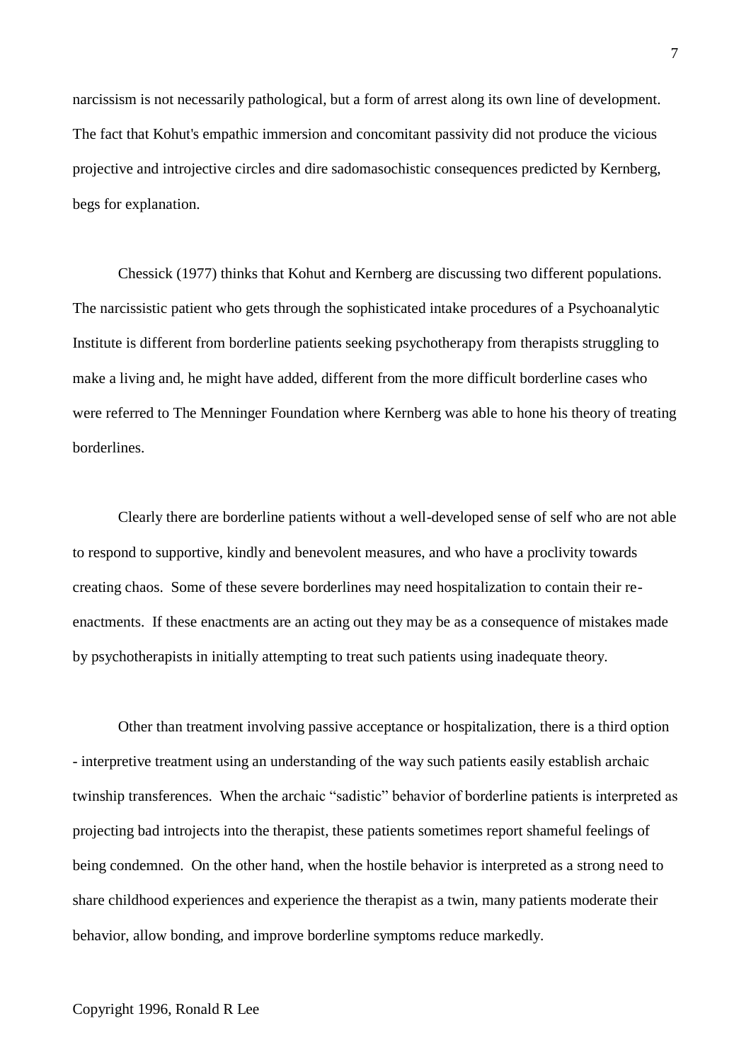narcissism is not necessarily pathological, but a form of arrest along its own line of development. The fact that Kohut's empathic immersion and concomitant passivity did not produce the vicious projective and introjective circles and dire sadomasochistic consequences predicted by Kernberg, begs for explanation.

Chessick (1977) thinks that Kohut and Kernberg are discussing two different populations. The narcissistic patient who gets through the sophisticated intake procedures of a Psychoanalytic Institute is different from borderline patients seeking psychotherapy from therapists struggling to make a living and, he might have added, different from the more difficult borderline cases who were referred to The Menninger Foundation where Kernberg was able to hone his theory of treating borderlines.

Clearly there are borderline patients without a well-developed sense of self who are not able to respond to supportive, kindly and benevolent measures, and who have a proclivity towards creating chaos. Some of these severe borderlines may need hospitalization to contain their re-enactments. If these enactments are an acting out they may be as a consequence of mistakes made by psychotherapists in initially attempting to treat such patients using inadequate theory.

Other than treatment involving passive acceptance or hospitalization, there is a third option - interpretive treatment using an understanding of the way such patients easily establish archaic twinship transferences. When the archaic "sadistic" behavior of borderline patients is interpreted as projecting bad introjects into the therapist, these patients sometimes report shameful feelings of being condemned. On the other hand, when the hostile behavior is interpreted as a strong need to share childhood experiences and experience the therapist as a twin, many patients moderate their behavior, allow bonding, and improve borderline symptoms reduce markedly.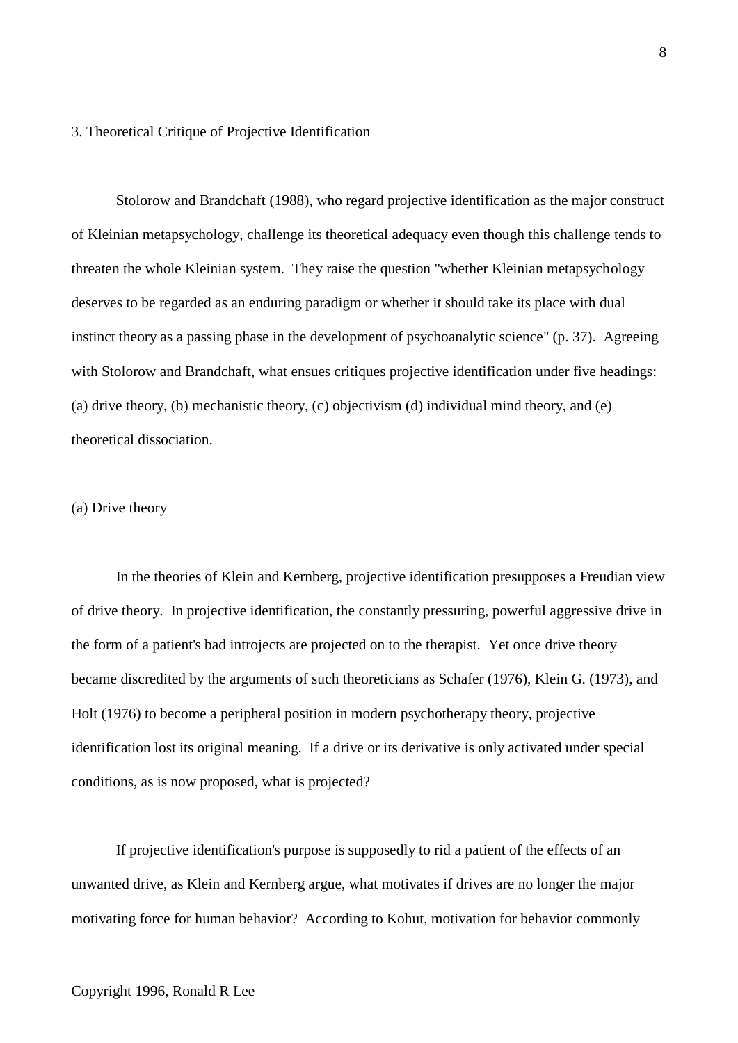## 3. Theoretical Critique of Projective Identification

Stolorow and Brandchaft (1988), who regard projective identification as the major construct of Kleinian metapsychology, challenge its theoretical adequacy even though this challenge tends to threaten the whole Kleinian system. They raise the question "whether Kleinian metapsychology deserves to be regarded as an enduring paradigm or whether it should take its place with dual instinct theory as a passing phase in the development of psychoanalytic science" (p. 37). Agreeing with Stolorow and Brandchaft, what ensues critiques projective identification under five headings: (a) drive theory, (b) mechanistic theory, (c) objectivism (d) individual mind theory, and (e) theoretical dissociation.

### (a) Drive theory

In the theories of Klein and Kernberg, projective identification presupposes a Freudian view of drive theory. In projective identification, the constantly pressuring, powerful aggressive drive in the form of a patient's bad introjects are projected on to the therapist. Yet once drive theory became discredited by the arguments of such theoreticians as Schafer (1976), Klein G. (1973), and Holt (1976) to become a peripheral position in modern psychotherapy theory, projective identification lost its original meaning. If a drive or its derivative is only activated under special conditions, as is now proposed, what is projected?

If projective identification's purpose is supposedly to rid a patient of the effects of an unwanted drive, as Klein and Kernberg argue, what motivates if drives are no longer the major motivating force for human behavior? According to Kohut, motivation for behavior commonly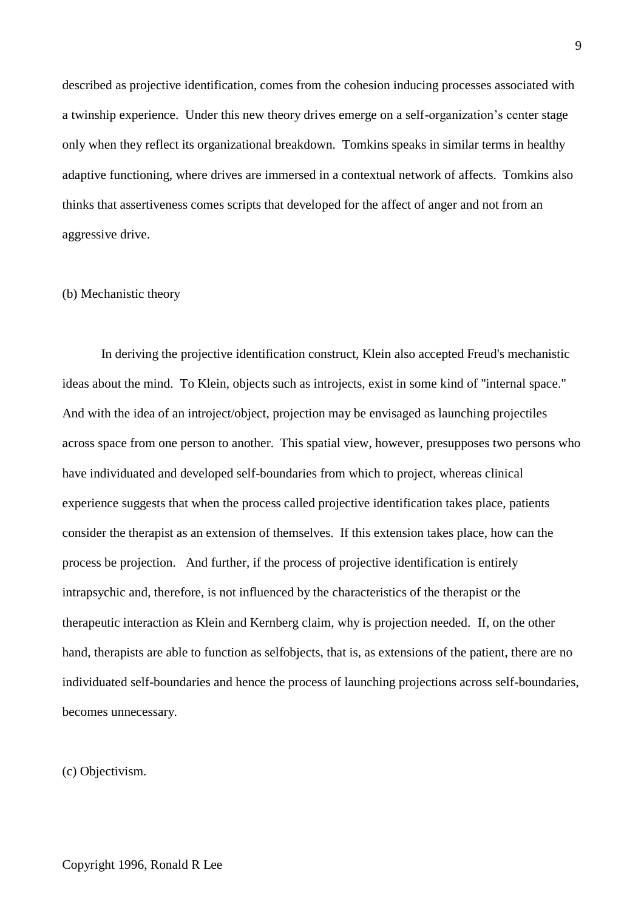described as projective identification, comes from the cohesion inducing processes associated with a twinship experience. Under this new theory drives emerge on a self-organization's center stage only when they reflect its organizational breakdown. Tomkins speaks in similar terms in healthy adaptive functioning, where drives are immersed in a contextual network of affects. Tomkins also thinks that assertiveness comes scripts that developed for the affect of anger and not from an aggressive drive.

(b) Mechanistic theory

In deriving the projective identification construct, Klein also accepted Freud's mechanistic ideas about the mind. To Klein, objects such as introjects, exist in some kind of "internal space." And with the idea of an introject/object, projection may be envisaged as launching projectiles across space from one person to another. This spatial view, however, presupposes two persons who have individuated and developed self-boundaries from which to project, whereas clinical experience suggests that when the process called projective identification takes place, patients consider the therapist as an extension of themselves. If this extension takes place, how can the process be projection. And further, if the process of projective identification is entirely intrapsychic and, therefore, is not influenced by the characteristics of the therapist or the therapeutic interaction as Klein and Kernberg claim, why is projection needed. If, on the other hand, therapists are able to function as selfobjects, that is, as extensions of the patient, there are no individuated self-boundaries and hence the process of launching projections across self-boundaries, becomes unnecessary.

(c) Objectivism.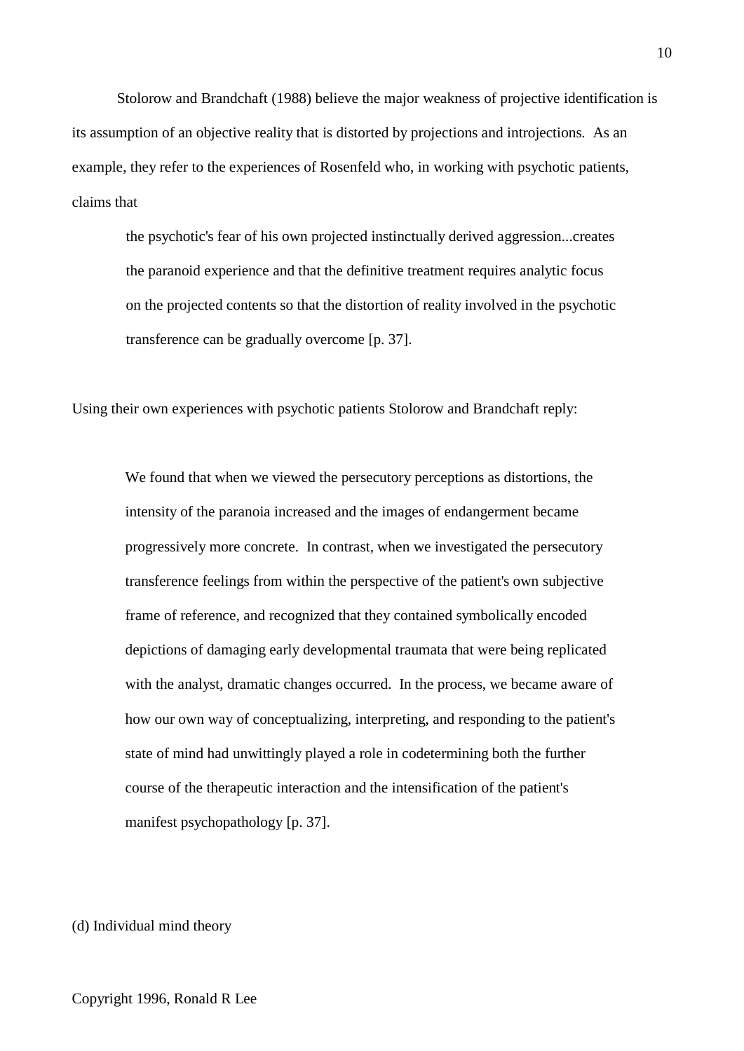Stolorow and Brandchaft (1988) believe the major weakness of projective identification is its assumption of an objective reality that is distorted by projections and introjections. As an example, they refer to the experiences of Rosenfeld who, in working with psychotic patients, claims that

> the psychotic's fear of his own projected instinctually derived aggression...creates the paranoid experience and that the definitive treatment requires analytic focus on the projected contents so that the distortion of reality involved in the psychotic transference can be gradually overcome [p. 37].

Using their own experiences with psychotic patients Stolorow and Brandchaft reply:

> We found that when we viewed the persecutory perceptions as distortions, the intensity of the paranoia increased and the images of endangerment became progressively more concrete. In contrast, when we investigated the persecutory transference feelings from within the perspective of the patient's own subjective frame of reference, and recognized that they contained symbolically encoded depictions of damaging early developmental traumata that were being replicated with the analyst, dramatic changes occurred. In the process, we became aware of how our own way of conceptualizing, interpreting, and responding to the patient's state of mind had unwittingly played a role in codetermining both the further course of the therapeutic interaction and the intensification of the patient's manifest psychopathology [p. 37].

(d) Individual mind theory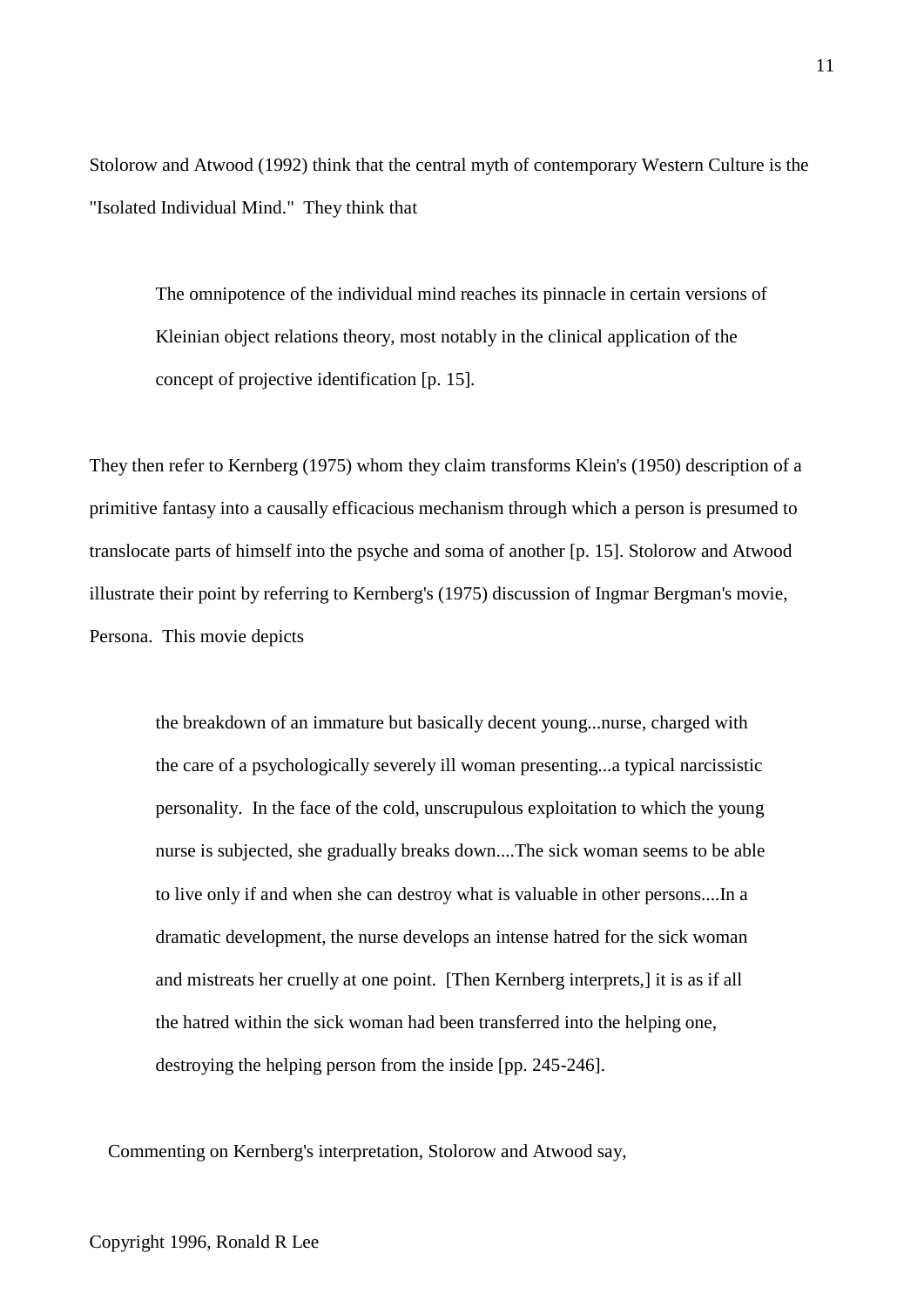Stolorow and Atwood (1992) think that the central myth of contemporary Western Culture is the "Isolated Individual Mind." They think that

> The omnipotence of the individual mind reaches its pinnacle in certain versions of Kleinian object relations theory, most notably in the clinical application of the concept of projective identification [p. 15].

They then refer to Kernberg (1975) whom they claim transforms Klein's (1950) description of a primitive fantasy into a causally efficacious mechanism through which a person is presumed to translocate parts of himself into the psyche and soma of another [p. 15]. Stolorow and Atwood illustrate their point by referring to Kernberg's (1975) discussion of Ingmar Bergman's movie, Persona. This movie depicts

> the breakdown of an immature but basically decent young...nurse, charged with the care of a psychologically severely ill woman presenting...a typical narcissistic personality. In the face of the cold, unscrupulous exploitation to which the young nurse is subjected, she gradually breaks down....The sick woman seems to be able to live only if and when she can destroy what is valuable in other persons....In a dramatic development, the nurse develops an intense hatred for the sick woman and mistreats her cruelly at one point. [Then Kernberg interprets,] it is as if all the hatred within the sick woman had been transferred into the helping one, destroying the helping person from the inside [pp. 245-246].

Commenting on Kernberg's interpretation, Stolorow and Atwood say,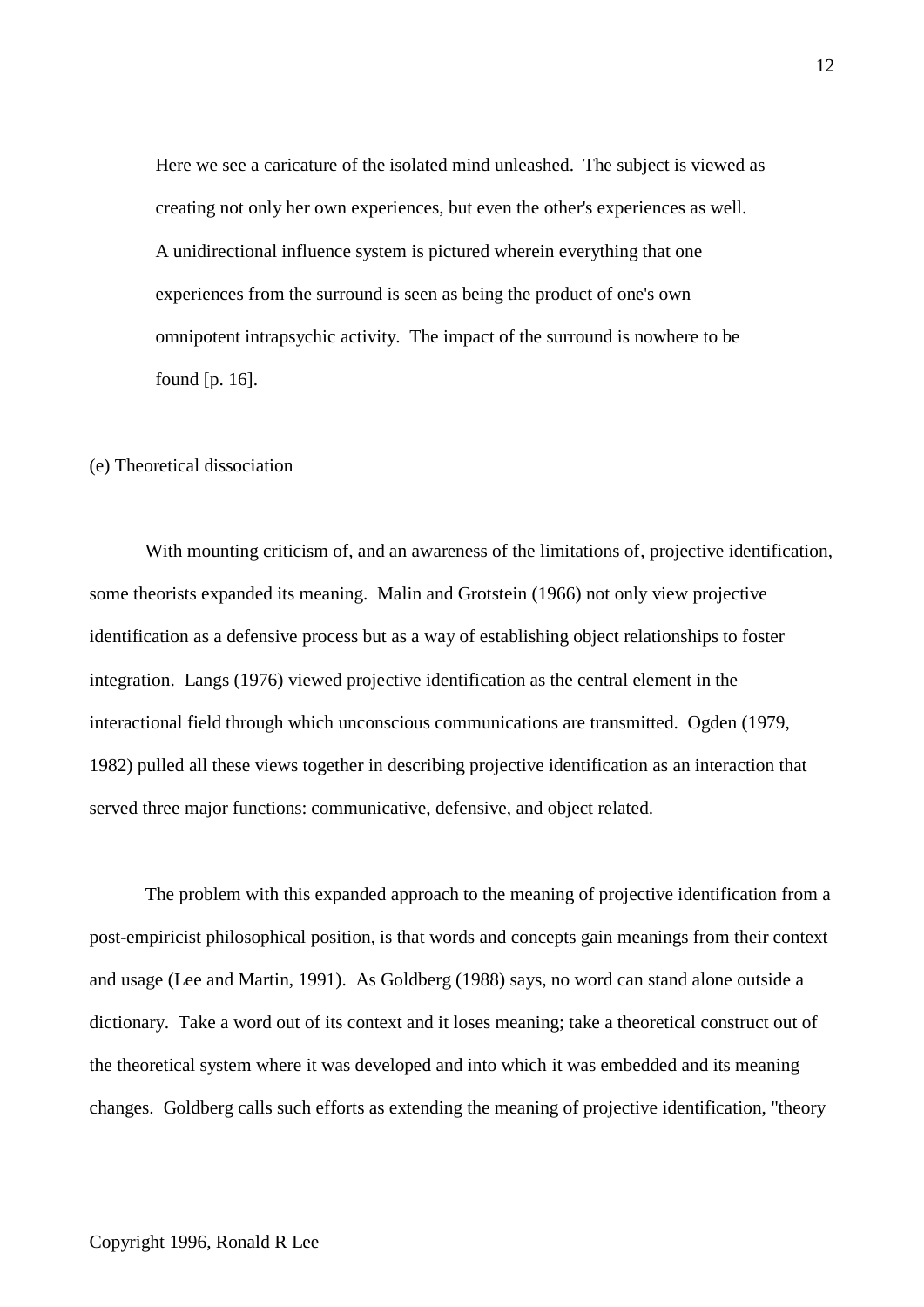> Here we see a caricature of the isolated mind unleashed. The subject is viewed as creating not only her own experiences, but even the other's experiences as well. A unidirectional influence system is pictured wherein everything that one experiences from the surround is seen as being the product of one's own omnipotent intrapsychic activity. The impact of the surround is nowhere to be found [p. 16].

(e) Theoretical dissociation

With mounting criticism of, and an awareness of the limitations of, projective identification, some theorists expanded its meaning. Malin and Grotstein (1966) not only view projective identification as a defensive process but as a way of establishing object relationships to foster integration. Langs (1976) viewed projective identification as the central element in the interactional field through which unconscious communications are transmitted. Ogden (1979, 1982) pulled all these views together in describing projective identification as an interaction that served three major functions: communicative, defensive, and object related.

The problem with this expanded approach to the meaning of projective identification from a post-empiricist philosophical position, is that words and concepts gain meanings from their context and usage (Lee and Martin, 1991). As Goldberg (1988) says, no word can stand alone outside a dictionary. Take a word out of its context and it loses meaning; take a theoretical construct out of the theoretical system where it was developed and into which it was embedded and its meaning changes. Goldberg calls such efforts as extending the meaning of projective identification, "theory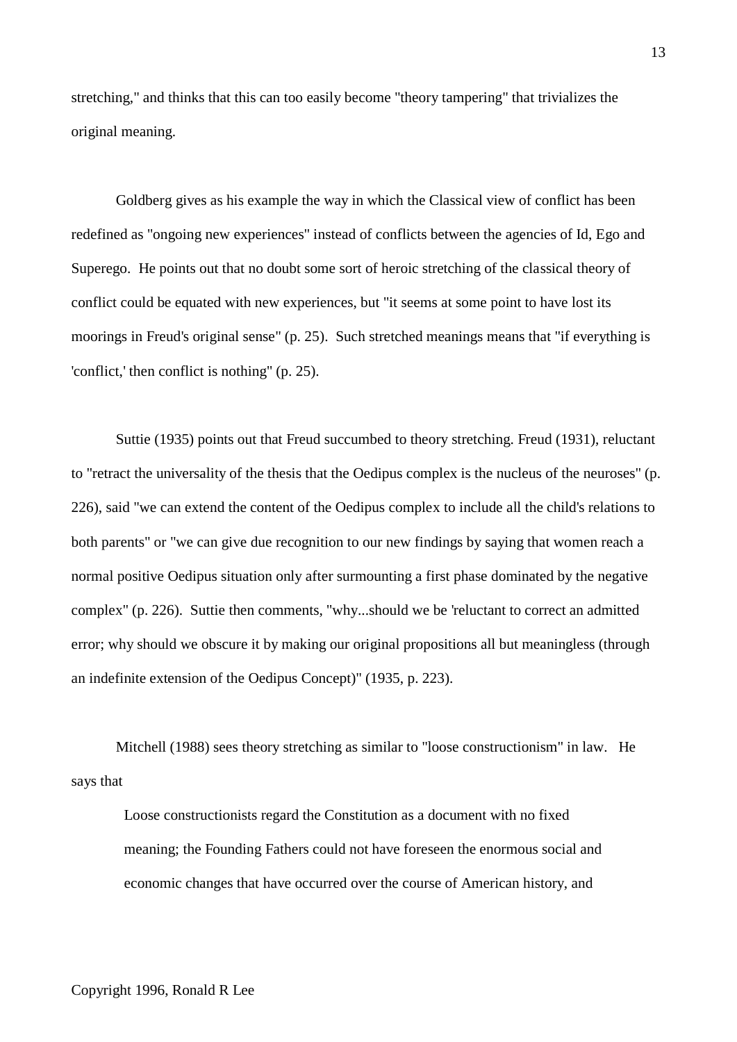stretching," and thinks that this can too easily become "theory tampering" that trivializes the original meaning.

Goldberg gives as his example the way in which the Classical view of conflict has been redefined as "ongoing new experiences" instead of conflicts between the agencies of Id, Ego and Superego. He points out that no doubt some sort of heroic stretching of the classical theory of conflict could be equated with new experiences, but "it seems at some point to have lost its moorings in Freud's original sense" (p. 25). Such stretched meanings means that "if everything is 'conflict,' then conflict is nothing" (p. 25).

Suttie (1935) points out that Freud succumbed to theory stretching. Freud (1931), reluctant to "retract the universality of the thesis that the Oedipus complex is the nucleus of the neuroses" (p. 226), said "we can extend the content of the Oedipus complex to include all the child's relations to both parents" or "we can give due recognition to our new findings by saying that women reach a normal positive Oedipus situation only after surmounting a first phase dominated by the negative complex" (p. 226). Suttie then comments, "why...should we be 'reluctant to correct an admitted error; why should we obscure it by making our original propositions all but meaningless (through an indefinite extension of the Oedipus Concept)" (1935, p. 223).

Mitchell (1988) sees theory stretching as similar to "loose constructionism" in law. He says that

> Loose constructionists regard the Constitution as a document with no fixed meaning; the Founding Fathers could not have foreseen the enormous social and economic changes that have occurred over the course of American history, and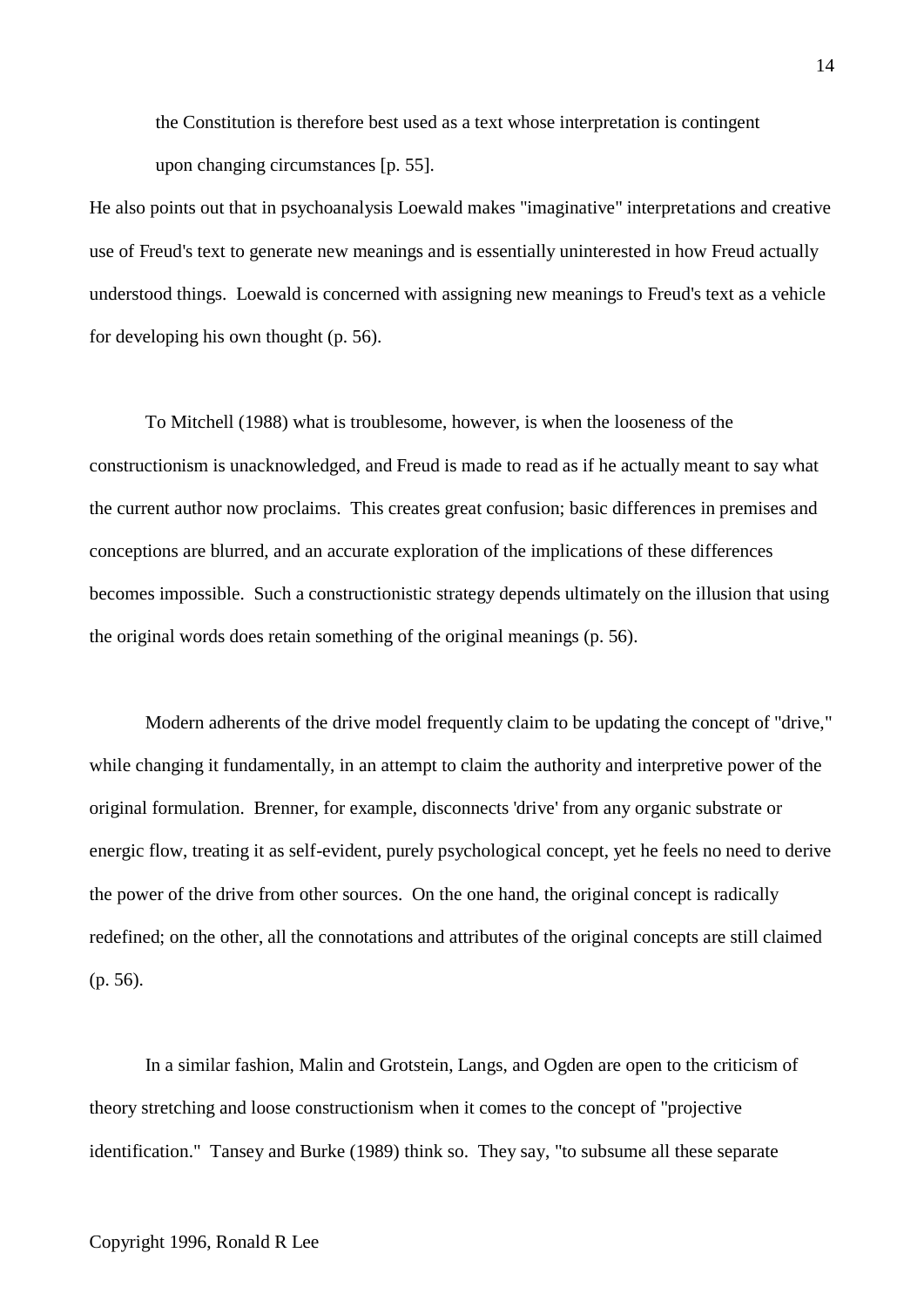> the Constitution is therefore best used as a text whose interpretation is contingent upon changing circumstances [p. 55].

He also points out that in psychoanalysis Loewald makes "imaginative" interpretations and creative use of Freud's text to generate new meanings and is essentially uninterested in how Freud actually understood things. Loewald is concerned with assigning new meanings to Freud's text as a vehicle for developing his own thought (p. 56).

To Mitchell (1988) what is troublesome, however, is when the looseness of the constructionism is unacknowledged, and Freud is made to read as if he actually meant to say what the current author now proclaims. This creates great confusion; basic differences in premises and conceptions are blurred, and an accurate exploration of the implications of these differences becomes impossible. Such a constructionistic strategy depends ultimately on the illusion that using the original words does retain something of the original meanings (p. 56).

Modern adherents of the drive model frequently claim to be updating the concept of "drive," while changing it fundamentally, in an attempt to claim the authority and interpretive power of the original formulation. Brenner, for example, disconnects 'drive' from any organic substrate or energic flow, treating it as self-evident, purely psychological concept, yet he feels no need to derive the power of the drive from other sources. On the one hand, the original concept is radically redefined; on the other, all the connotations and attributes of the original concepts are still claimed (p. 56).

In a similar fashion, Malin and Grotstein, Langs, and Ogden are open to the criticism of theory stretching and loose constructionism when it comes to the concept of "projective identification." Tansey and Burke (1989) think so. They say, "to subsume all these separate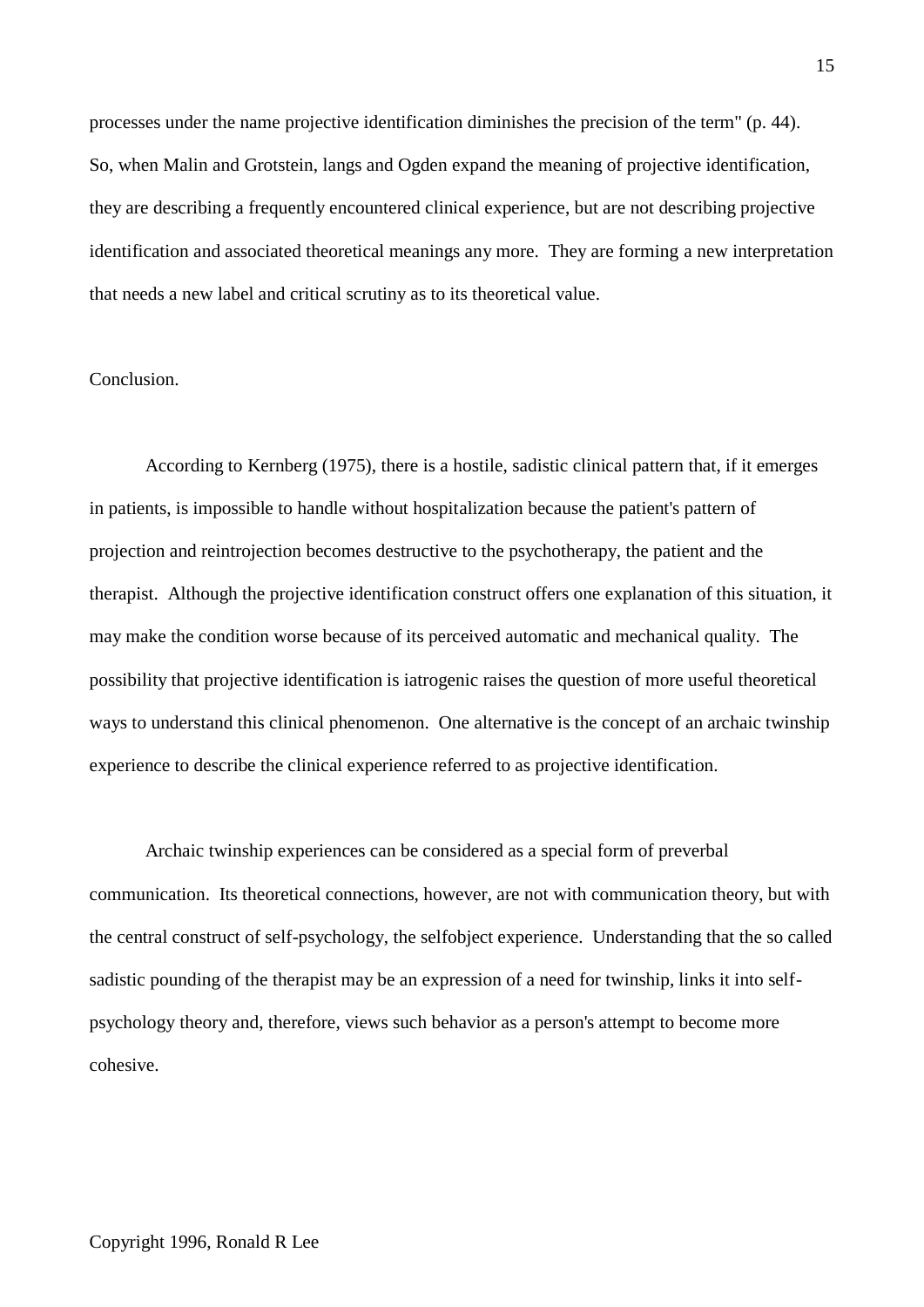processes under the name projective identification diminishes the precision of the term" (p. 44). So, when Malin and Grotstein, langs and Ogden expand the meaning of projective identification, they are describing a frequently encountered clinical experience, but are not describing projective identification and associated theoretical meanings any more. They are forming a new interpretation that needs a new label and critical scrutiny as to its theoretical value.

Conclusion.

According to Kernberg (1975), there is a hostile, sadistic clinical pattern that, if it emerges in patients, is impossible to handle without hospitalization because the patient's pattern of projection and reintrojection becomes destructive to the psychotherapy, the patient and the therapist. Although the projective identification construct offers one explanation of this situation, it may make the condition worse because of its perceived automatic and mechanical quality. The possibility that projective identification is iatrogenic raises the question of more useful theoretical ways to understand this clinical phenomenon. One alternative is the concept of an archaic twinship experience to describe the clinical experience referred to as projective identification.

Archaic twinship experiences can be considered as a special form of preverbal communication. Its theoretical connections, however, are not with communication theory, but with the central construct of self-psychology, the selfobject experience. Understanding that the so called sadistic pounding of the therapist may be an expression of a need for twinship, links it into self-psychology theory and, therefore, views such behavior as a person's attempt to become more cohesive.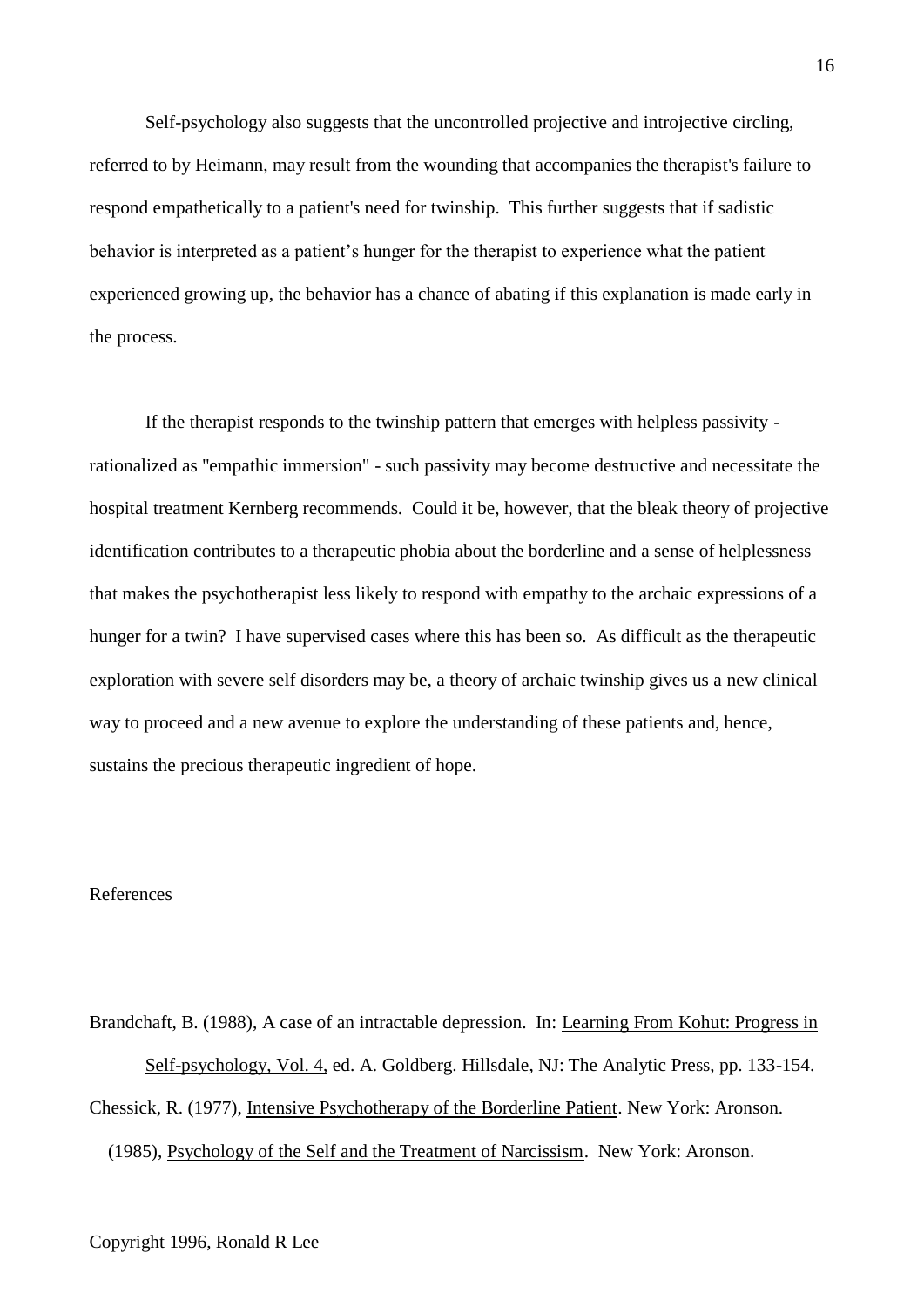Self-psychology also suggests that the uncontrolled projective and introjective circling, referred to by Heimann, may result from the wounding that accompanies the therapist's failure to respond empathetically to a patient's need for twinship. This further suggests that if sadistic behavior is interpreted as a patient's hunger for the therapist to experience what the patient experienced growing up, the behavior has a chance of abating if this explanation is made early in the process.

If the therapist responds to the twinship pattern that emerges with helpless passivity - rationalized as "empathic immersion" - such passivity may become destructive and necessitate the hospital treatment Kernberg recommends. Could it be, however, that the bleak theory of projective identification contributes to a therapeutic phobia about the borderline and a sense of helplessness that makes the psychotherapist less likely to respond with empathy to the archaic expressions of a hunger for a twin? I have supervised cases where this has been so. As difficult as the therapeutic exploration with severe self disorders may be, a theory of archaic twinship gives us a new clinical way to proceed and a new avenue to explore the understanding of these patients and, hence, sustains the precious therapeutic ingredient of hope.

References

Brandchaft, B. (1988), A case of an intractable depression. In: Learning From Kohut: Progress in Self-psychology, Vol. 4, ed. A. Goldberg. Hillsdale, NJ: The Analytic Press, pp. 133-154.

Chessick, R. (1977), Intensive Psychotherapy of the Borderline Patient. New York: Aronson.

(1985), Psychology of the Self and the Treatment of Narcissism. New York: Aronson.

Copyright 1996, Ronald R Lee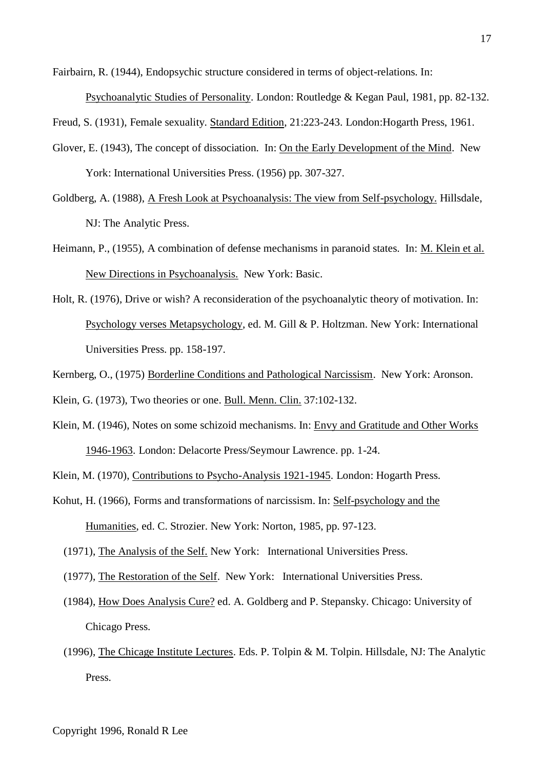Fairbairn, R. (1944), Endopsychic structure considered in terms of object-relations. In: <u>Psychoanalytic Studies of Personality</u>. London: Routledge & Kegan Paul, 1981, pp. 82-132.

Freud, S. (1931), Female sexuality. <u>Standard Edition</u>, 21:223-243. London:Hogarth Press, 1961.

Glover, E. (1943), The concept of dissociation. In: <u>On the Early Development of the Mind</u>. New York: International Universities Press. (1956) pp. 307-327.

Goldberg, A. (1988), <u>A Fresh Look at Psychoanalysis: The view from Self-psychology.</u> Hillsdale, NJ: The Analytic Press.

Heimann, P., (1955), A combination of defense mechanisms in paranoid states. In: <u>M. Klein et al. New Directions in Psychoanalysis.</u> New York: Basic.

Holt, R. (1976), Drive or wish? A reconsideration of the psychoanalytic theory of motivation. In: <u>Psychology verses Metapsychology</u>, ed. M. Gill & P. Holtzman. New York: International Universities Press. pp. 158-197.

Kernberg, O., (1975) <u>Borderline Conditions and Pathological Narcissism</u>. New York: Aronson.

Klein, G. (1973), Two theories or one. <u>Bull. Menn. Clin.</u> 37:102-132.

Klein, M. (1946), Notes on some schizoid mechanisms. In: <u>Envy and Gratitude and Other Works 1946-1963</u>. London: Delacorte Press/Seymour Lawrence. pp. 1-24.

Klein, M. (1970), <u>Contributions to Psycho-Analysis 1921-1945</u>. London: Hogarth Press.

Kohut, H. (1966), Forms and transformations of narcissism. In: <u>Self-psychology and the Humanities</u>, ed. C. Strozier. New York: Norton, 1985, pp. 97-123.

(1971), <u>The Analysis of the Self.</u> New York: International Universities Press.

(1977), <u>The Restoration of the Self</u>. New York: International Universities Press.

(1984), <u>How Does Analysis Cure?</u> ed. A. Goldberg and P. Stepansky. Chicago: University of Chicago Press.

(1996), <u>The Chicage Institute Lectures</u>. Eds. P. Tolpin & M. Tolpin. Hillsdale, NJ: The Analytic Press.

Copyright 1996, Ronald R Lee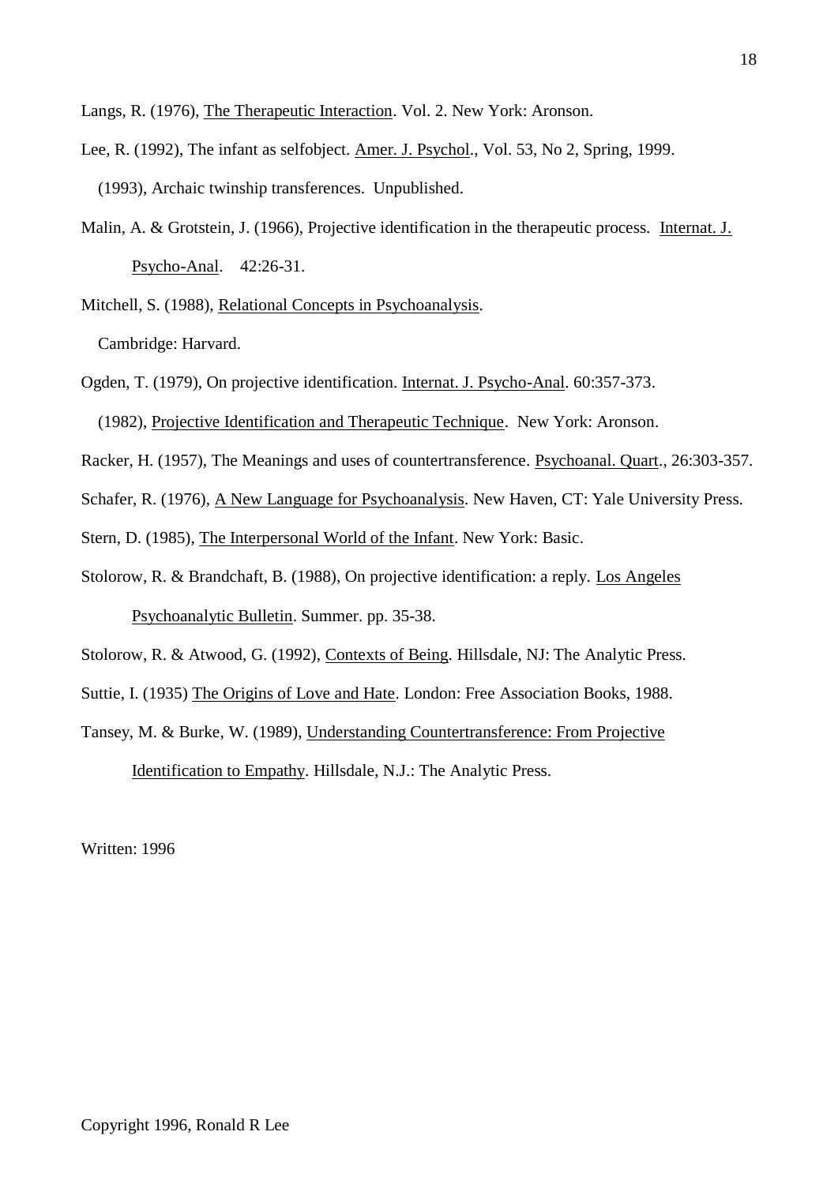Langs, R. (1976), The Therapeutic Interaction. Vol. 2. New York: Aronson.

Lee, R. (1992), The infant as selfobject. Amer. J. Psychol., Vol. 53, No 2, Spring, 1999.

(1993), Archaic twinship transferences. Unpublished.

Malin, A. & Grotstein, J. (1966), Projective identification in the therapeutic process. Internat. J. Psycho-Anal. 42:26-31.

Mitchell, S. (1988), Relational Concepts in Psychoanalysis. Cambridge: Harvard.

Ogden, T. (1979), On projective identification. Internat. J. Psycho-Anal. 60:357-373.

(1982), Projective Identification and Therapeutic Technique. New York: Aronson.

Racker, H. (1957), The Meanings and uses of countertransference. Psychoanal. Quart., 26:303-357.

Schafer, R. (1976), A New Language for Psychoanalysis. New Haven, CT: Yale University Press.

Stern, D. (1985), The Interpersonal World of the Infant. New York: Basic.

Stolorow, R. & Brandchaft, B. (1988), On projective identification: a reply. Los Angeles Psychoanalytic Bulletin. Summer. pp. 35-38.

Stolorow, R. & Atwood, G. (1992), Contexts of Being. Hillsdale, NJ: The Analytic Press.

Suttie, I. (1935) The Origins of Love and Hate. London: Free Association Books, 1988.

Tansey, M. & Burke, W. (1989), Understanding Countertransference: From Projective Identification to Empathy. Hillsdale, N.J.: The Analytic Press.

Written: 1996

Copyright 1996, Ronald R Lee